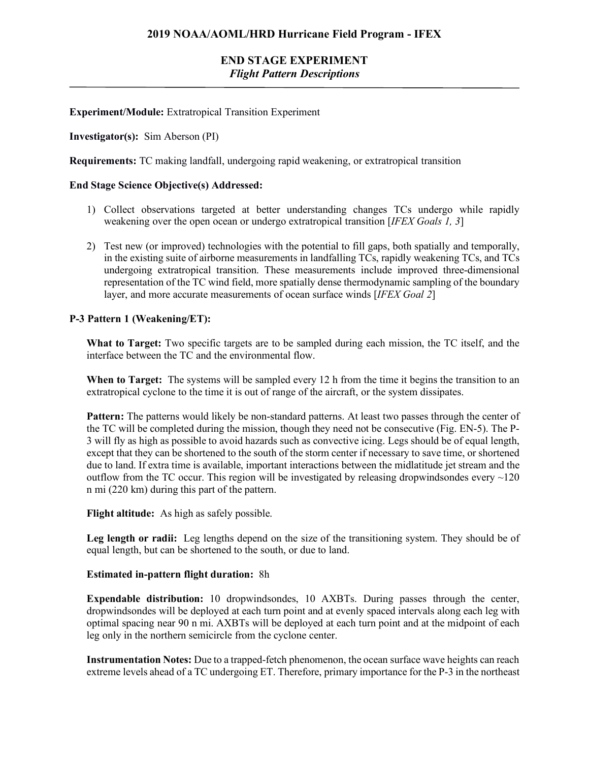## 2019 NOAA/AOML/HRD Hurricane Field Program - IFEX

### END STAGE EXPERIMENT
*Flight Pattern Descriptions*

---

**Experiment/Module:** Extratropical Transition Experiment

**Investigator(s):** Sim Aberson (PI)

**Requirements:** TC making landfall, undergoing rapid weakening, or extratropical transition

**End Stage Science Objective(s) Addressed:**

1) Collect observations targeted at better understanding changes TCs undergo while rapidly weakening over the open ocean or undergo extratropical transition [*IFEX Goals 1, 3*]

2) Test new (or improved) technologies with the potential to fill gaps, both spatially and temporally, in the existing suite of airborne measurements in landfalling TCs, rapidly weakening TCs, and TCs undergoing extratropical transition. These measurements include improved three-dimensional representation of the TC wind field, more spatially dense thermodynamic sampling of the boundary layer, and more accurate measurements of ocean surface winds [*IFEX Goal 2*]

**P-3 Pattern 1 (Weakening/ET):**

**What to Target:** Two specific targets are to be sampled during each mission, the TC itself, and the interface between the TC and the environmental flow.

**When to Target:** The systems will be sampled every 12 h from the time it begins the transition to an extratropical cyclone to the time it is out of range of the aircraft, or the system dissipates.

**Pattern:** The patterns would likely be non-standard patterns. At least two passes through the center of the TC will be completed during the mission, though they need not be consecutive (Fig. EN-5). The P-3 will fly as high as possible to avoid hazards such as convective icing. Legs should be of equal length, except that they can be shortened to the south of the storm center if necessary to save time, or shortened due to land. If extra time is available, important interactions between the midlatitude jet stream and the outflow from the TC occur. This region will be investigated by releasing dropwindsondes every ~120 n mi (220 km) during this part of the pattern.

**Flight altitude:** As high as safely possible.

**Leg length or radii:** Leg lengths depend on the size of the transitioning system. They should be of equal length, but can be shortened to the south, or due to land.

**Estimated in-pattern flight duration:** 8h

**Expendable distribution:** 10 dropwindsondes, 10 AXBTs. During passes through the center, dropwindsondes will be deployed at each turn point and at evenly spaced intervals along each leg with optimal spacing near 90 n mi. AXBTs will be deployed at each turn point and at the midpoint of each leg only in the northern semicircle from the cyclone center.

**Instrumentation Notes:** Due to a trapped-fetch phenomenon, the ocean surface wave heights can reach extreme levels ahead of a TC undergoing ET. Therefore, primary importance for the P-3 in the northeast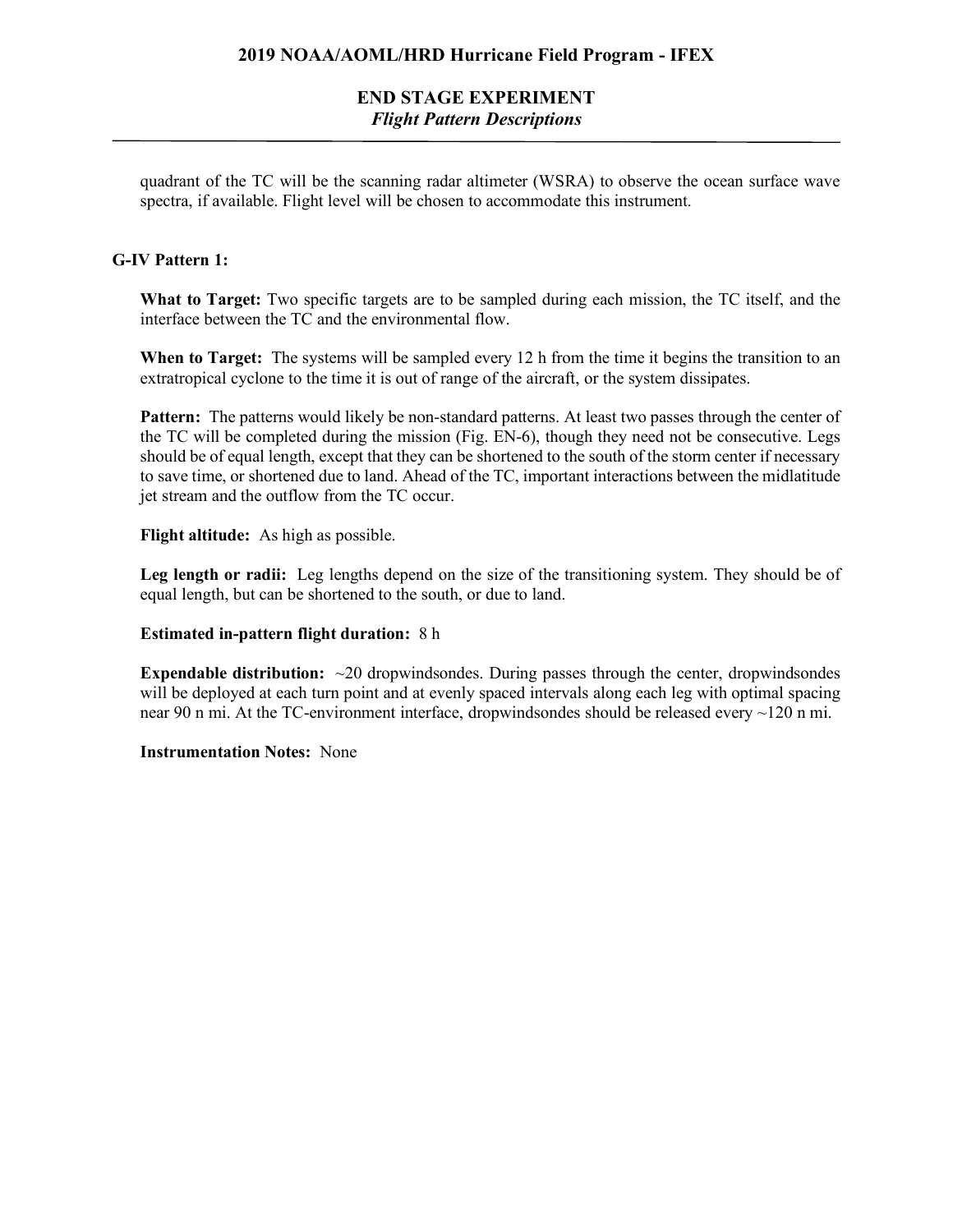quadrant of the TC will be the scanning radar altimeter (WSRA) to observe the ocean surface wave spectra, if available. Flight level will be chosen to accommodate this instrument.

### G-IV Pattern 1:

**What to Target:** Two specific targets are to be sampled during each mission, the TC itself, and the interface between the TC and the environmental flow.

**When to Target:** The systems will be sampled every 12 h from the time it begins the transition to an extratropical cyclone to the time it is out of range of the aircraft, or the system dissipates.

**Pattern:** The patterns would likely be non-standard patterns. At least two passes through the center of the TC will be completed during the mission (Fig. EN-6), though they need not be consecutive. Legs should be of equal length, except that they can be shortened to the south of the storm center if necessary to save time, or shortened due to land. Ahead of the TC, important interactions between the midlatitude jet stream and the outflow from the TC occur.

**Flight altitude:** As high as possible.

**Leg length or radii:** Leg lengths depend on the size of the transitioning system. They should be of equal length, but can be shortened to the south, or due to land.

**Estimated in-pattern flight duration:** 8 h

**Expendable distribution:** ~20 dropwindsondes. During passes through the center, dropwindsondes will be deployed at each turn point and at evenly spaced intervals along each leg with optimal spacing near 90 n mi. At the TC-environment interface, dropwindsondes should be released every ~120 n mi.

**Instrumentation Notes:** None